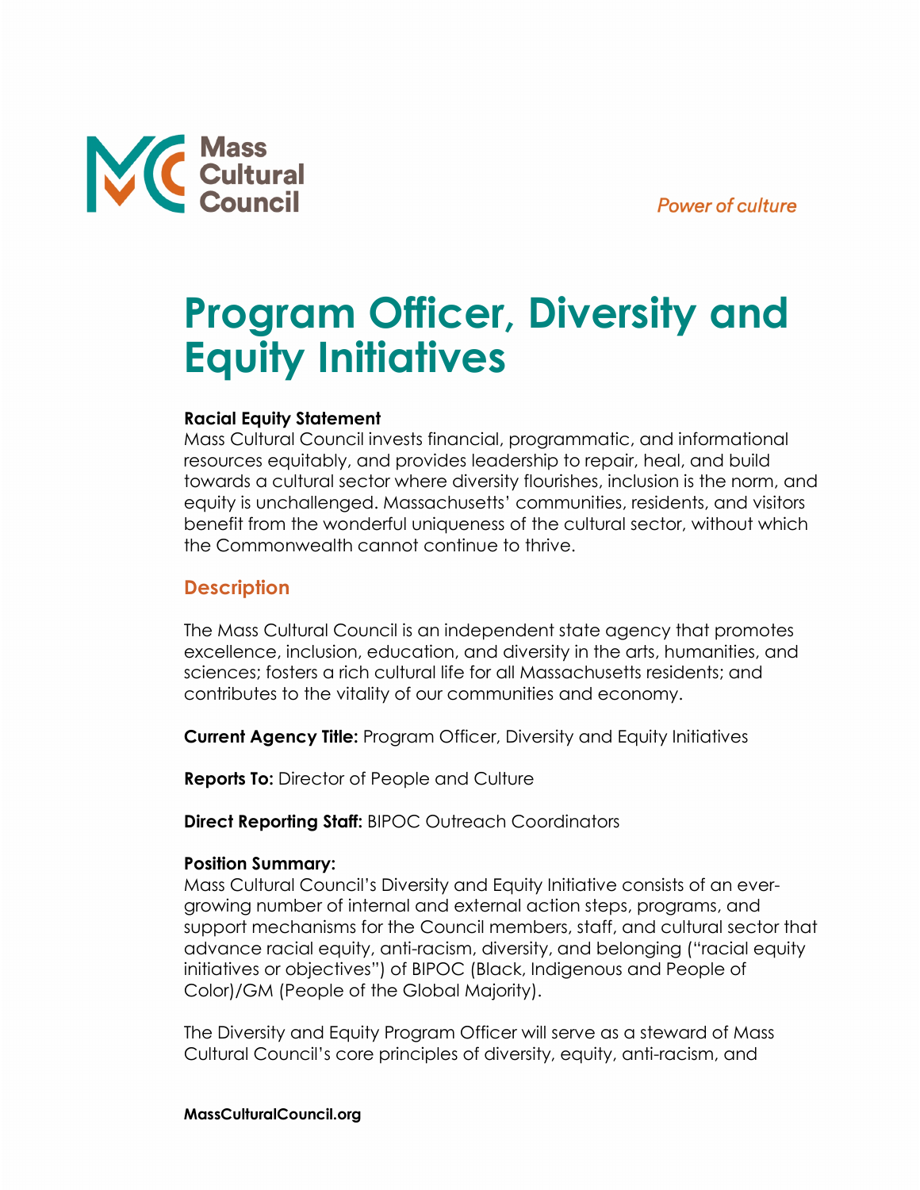Mass Cultural Council

*Power of culture*

# Program Officer, Diversity and Equity Initiatives

**Racial Equity Statement**
Mass Cultural Council invests financial, programmatic, and informational resources equitably, and provides leadership to repair, heal, and build towards a cultural sector where diversity flourishes, inclusion is the norm, and equity is unchallenged. Massachusetts' communities, residents, and visitors benefit from the wonderful uniqueness of the cultural sector, without which the Commonwealth cannot continue to thrive.

## Description

The Mass Cultural Council is an independent state agency that promotes excellence, inclusion, education, and diversity in the arts, humanities, and sciences; fosters a rich cultural life for all Massachusetts residents; and contributes to the vitality of our communities and economy.

**Current Agency Title:** Program Officer, Diversity and Equity Initiatives

**Reports To:** Director of People and Culture

**Direct Reporting Staff:** BIPOC Outreach Coordinators

**Position Summary:**
Mass Cultural Council's Diversity and Equity Initiative consists of an ever-growing number of internal and external action steps, programs, and support mechanisms for the Council members, staff, and cultural sector that advance racial equity, anti-racism, diversity, and belonging ("racial equity initiatives or objectives") of BIPOC (Black, Indigenous and People of Color)/GM (People of the Global Majority).

The Diversity and Equity Program Officer will serve as a steward of Mass Cultural Council's core principles of diversity, equity, anti-racism, and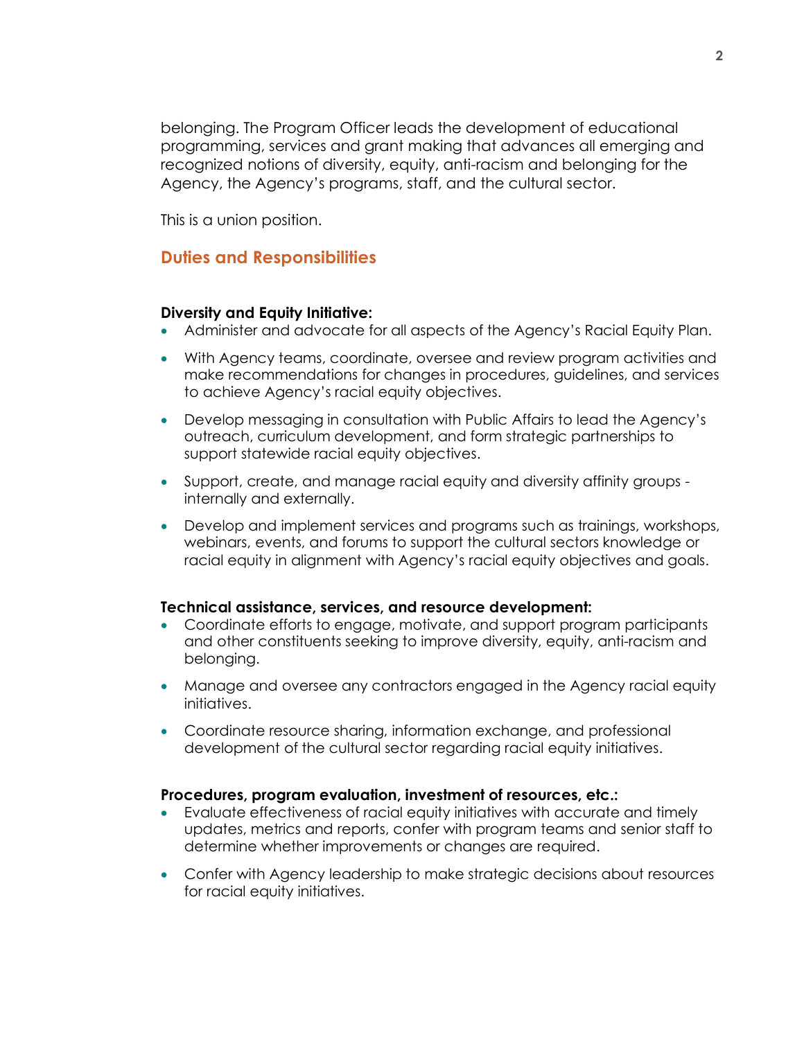belonging. The Program Officer leads the development of educational programming, services and grant making that advances all emerging and recognized notions of diversity, equity, anti-racism and belonging for the Agency, the Agency's programs, staff, and the cultural sector.

This is a union position.

## Duties and Responsibilities

**Diversity and Equity Initiative:**

- Administer and advocate for all aspects of the Agency's Racial Equity Plan.
- With Agency teams, coordinate, oversee and review program activities and make recommendations for changes in procedures, guidelines, and services to achieve Agency's racial equity objectives.
- Develop messaging in consultation with Public Affairs to lead the Agency's outreach, curriculum development, and form strategic partnerships to support statewide racial equity objectives.
- Support, create, and manage racial equity and diversity affinity groups - internally and externally.
- Develop and implement services and programs such as trainings, workshops, webinars, events, and forums to support the cultural sectors knowledge or racial equity in alignment with Agency's racial equity objectives and goals.

**Technical assistance, services, and resource development:**

- Coordinate efforts to engage, motivate, and support program participants and other constituents seeking to improve diversity, equity, anti-racism and belonging.
- Manage and oversee any contractors engaged in the Agency racial equity initiatives.
- Coordinate resource sharing, information exchange, and professional development of the cultural sector regarding racial equity initiatives.

**Procedures, program evaluation, investment of resources, etc.:**

- Evaluate effectiveness of racial equity initiatives with accurate and timely updates, metrics and reports, confer with program teams and senior staff to determine whether improvements or changes are required.
- Confer with Agency leadership to make strategic decisions about resources for racial equity initiatives.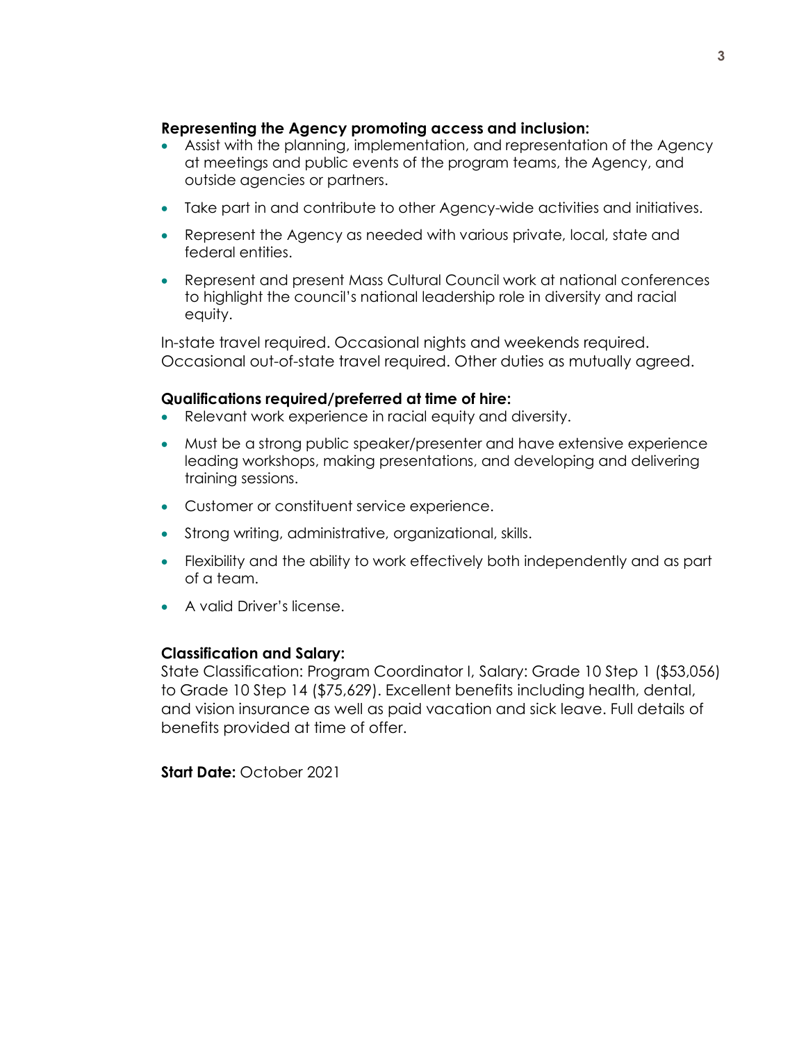**Representing the Agency promoting access and inclusion:**

- Assist with the planning, implementation, and representation of the Agency at meetings and public events of the program teams, the Agency, and outside agencies or partners.
- Take part in and contribute to other Agency-wide activities and initiatives.
- Represent the Agency as needed with various private, local, state and federal entities.
- Represent and present Mass Cultural Council work at national conferences to highlight the council's national leadership role in diversity and racial equity.

In-state travel required. Occasional nights and weekends required. Occasional out-of-state travel required. Other duties as mutually agreed.

**Qualifications required/preferred at time of hire:**

- Relevant work experience in racial equity and diversity.
- Must be a strong public speaker/presenter and have extensive experience leading workshops, making presentations, and developing and delivering training sessions.
- Customer or constituent service experience.
- Strong writing, administrative, organizational, skills.
- Flexibility and the ability to work effectively both independently and as part of a team.
- A valid Driver's license.

**Classification and Salary:**

State Classification: Program Coordinator I, Salary: Grade 10 Step 1 ($53,056) to Grade 10 Step 14 ($75,629). Excellent benefits including health, dental, and vision insurance as well as paid vacation and sick leave. Full details of benefits provided at time of offer.

**Start Date:** October 2021